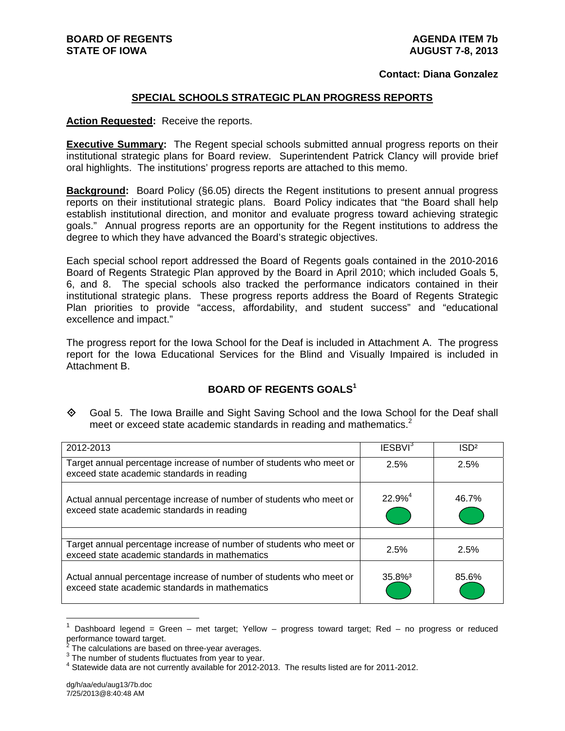**BOARD OF REGENTS**
**STATE OF IOWA**

**AGENDA ITEM 7b**
**AUGUST 7-8, 2013**

**Contact: Diana Gonzalez**

## SPECIAL SCHOOLS STRATEGIC PLAN PROGRESS REPORTS

**Action Requested:** Receive the reports.

**Executive Summary:** The Regent special schools submitted annual progress reports on their institutional strategic plans for Board review. Superintendent Patrick Clancy will provide brief oral highlights. The institutions' progress reports are attached to this memo.

**Background:** Board Policy (§6.05) directs the Regent institutions to present annual progress reports on their institutional strategic plans. Board Policy indicates that "the Board shall help establish institutional direction, and monitor and evaluate progress toward achieving strategic goals." Annual progress reports are an opportunity for the Regent institutions to address the degree to which they have advanced the Board's strategic objectives.

Each special school report addressed the Board of Regents goals contained in the 2010-2016 Board of Regents Strategic Plan approved by the Board in April 2010; which included Goals 5, 6, and 8. The special schools also tracked the performance indicators contained in their institutional strategic plans. These progress reports address the Board of Regents Strategic Plan priorities to provide "access, affordability, and student success" and "educational excellence and impact."

The progress report for the Iowa School for the Deaf is included in Attachment A. The progress report for the Iowa Educational Services for the Blind and Visually Impaired is included in Attachment B.

### BOARD OF REGENTS GOALS[1]

- Goal 5. The Iowa Braille and Sight Saving School and the Iowa School for the Deaf shall meet or exceed state academic standards in reading and mathematics.[2]

| 2012-2013 | IESBVI[3] | ISD[2] |
|---|---|---|
| Target annual percentage increase of number of students who meet or exceed state academic standards in reading | 2.5% | 2.5% |
| Actual annual percentage increase of number of students who meet or exceed state academic standards in reading | 22.9%[4] (Green) | 46.7% (Green) |
| | | |
| Target annual percentage increase of number of students who meet or exceed state academic standards in mathematics | 2.5% | 2.5% |
| Actual annual percentage increase of number of students who meet or exceed state academic standards in mathematics | 35.8%[3] (Green) | 85.6% (Green) |

[1] Dashboard legend = Green – met target; Yellow – progress toward target; Red – no progress or reduced performance toward target.
[2] The calculations are based on three-year averages.
[3] The number of students fluctuates from year to year.
[4] Statewide data are not currently available for 2012-2013. The results listed are for 2011-2012.

dg/h/aa/edu/aug13/7b.doc
7/25/2013@8:40:48 AM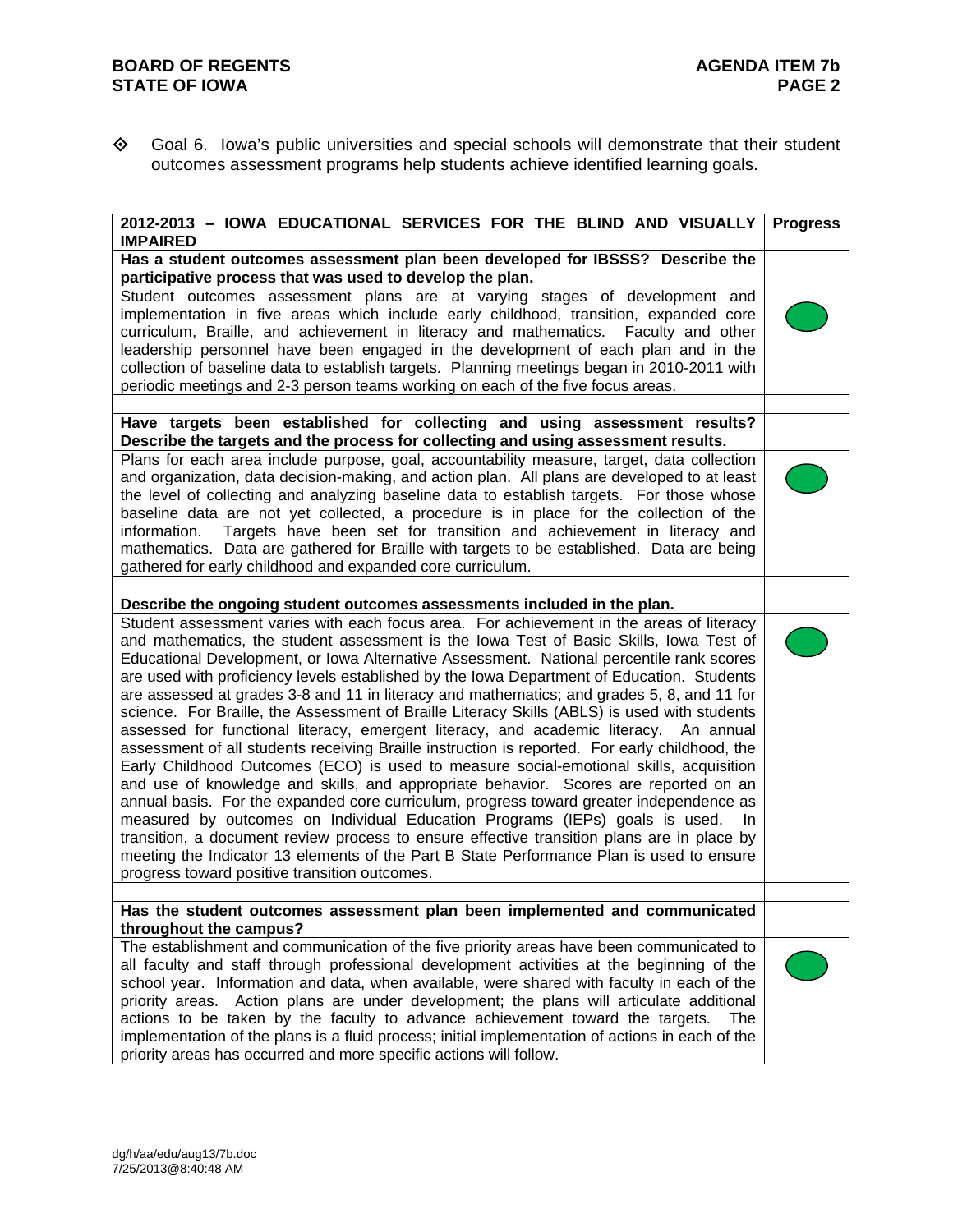◈ Goal 6. Iowa's public universities and special schools will demonstrate that their student outcomes assessment programs help students achieve identified learning goals.

| 2012-2013 – IOWA EDUCATIONAL SERVICES FOR THE BLIND AND VISUALLY IMPAIRED | Progress |
|---|---|
| **Has a student outcomes assessment plan been developed for IBSSS? Describe the participative process that was used to develop the plan.** | |
| Student outcomes assessment plans are at varying stages of development and implementation in five areas which include early childhood, transition, expanded core curriculum, Braille, and achievement in literacy and mathematics. Faculty and other leadership personnel have been engaged in the development of each plan and in the collection of baseline data to establish targets. Planning meetings began in 2010-2011 with periodic meetings and 2-3 person teams working on each of the five focus areas. | Green |
| | |
| **Have targets been established for collecting and using assessment results? Describe the targets and the process for collecting and using assessment results.** | |
| Plans for each area include purpose, goal, accountability measure, target, data collection and organization, data decision-making, and action plan. All plans are developed to at least the level of collecting and analyzing baseline data to establish targets. For those whose baseline data are not yet collected, a procedure is in place for the collection of the information. Targets have been set for transition and achievement in literacy and mathematics. Data are gathered for Braille with targets to be established. Data are being gathered for early childhood and expanded core curriculum. | Green |
| | |
| **Describe the ongoing student outcomes assessments included in the plan.** | |
| Student assessment varies with each focus area. For achievement in the areas of literacy and mathematics, the student assessment is the Iowa Test of Basic Skills, Iowa Test of Educational Development, or Iowa Alternative Assessment. National percentile rank scores are used with proficiency levels established by the Iowa Department of Education. Students are assessed at grades 3-8 and 11 in literacy and mathematics; and grades 5, 8, and 11 for science. For Braille, the Assessment of Braille Literacy Skills (ABLS) is used with students assessed for functional literacy, emergent literacy, and academic literacy. An annual assessment of all students receiving Braille instruction is reported. For early childhood, the Early Childhood Outcomes (ECO) is used to measure social-emotional skills, acquisition and use of knowledge and skills, and appropriate behavior. Scores are reported on an annual basis. For the expanded core curriculum, progress toward greater independence as measured by outcomes on Individual Education Programs (IEPs) goals is used. In transition, a document review process to ensure effective transition plans are in place by meeting the Indicator 13 elements of the Part B State Performance Plan is used to ensure progress toward positive transition outcomes. | Green |
| | |
| **Has the student outcomes assessment plan been implemented and communicated throughout the campus?** | |
| The establishment and communication of the five priority areas have been communicated to all faculty and staff through professional development activities at the beginning of the school year. Information and data, when available, were shared with faculty in each of the priority areas. Action plans are under development; the plans will articulate additional actions to be taken by the faculty to advance achievement toward the targets. The implementation of the plans is a fluid process; initial implementation of actions in each of the priority areas has occurred and more specific actions will follow. | Green |

dg/h/aa/edu/aug13/7b.doc
7/25/2013@8:40:48 AM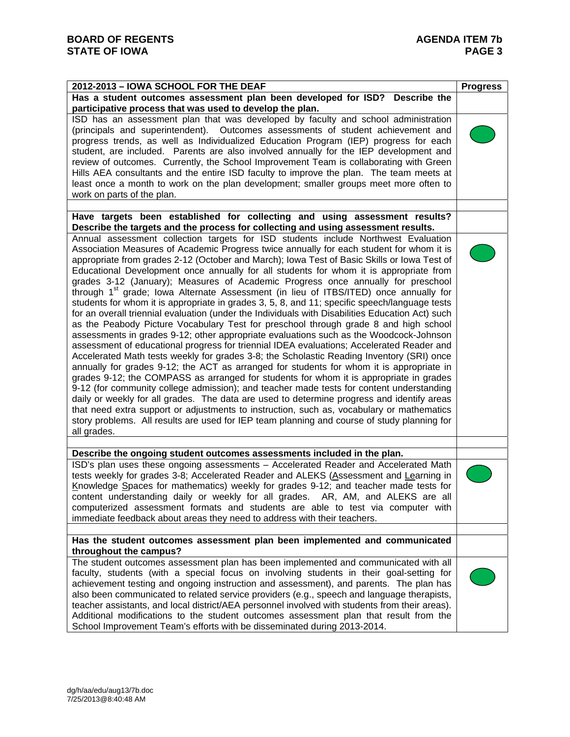| 2012-2013 – IOWA SCHOOL FOR THE DEAF | Progress |
|---|---|
| **Has a student outcomes assessment plan been developed for ISD? Describe the participative process that was used to develop the plan.** | |
| ISD has an assessment plan that was developed by faculty and school administration (principals and superintendent). Outcomes assessments of student achievement and progress trends, as well as Individualized Education Program (IEP) progress for each student, are included. Parents are also involved annually for the IEP development and review of outcomes. Currently, the School Improvement Team is collaborating with Green Hills AEA consultants and the entire ISD faculty to improve the plan. The team meets at least once a month to work on the plan development; smaller groups meet more often to work on parts of the plan. | 🟢 |
| | |
| **Have targets been established for collecting and using assessment results? Describe the targets and the process for collecting and using assessment results.** | |
| Annual assessment collection targets for ISD students include Northwest Evaluation Association Measures of Academic Progress twice annually for each student for whom it is appropriate from grades 2-12 (October and March); Iowa Test of Basic Skills or Iowa Test of Educational Development once annually for all students for whom it is appropriate from grades 3-12 (January); Measures of Academic Progress once annually for preschool through 1st grade; Iowa Alternate Assessment (in lieu of ITBS/ITED) once annually for students for whom it is appropriate in grades 3, 5, 8, and 11; specific speech/language tests for an overall triennial evaluation (under the Individuals with Disabilities Education Act) such as the Peabody Picture Vocabulary Test for preschool through grade 8 and high school assessments in grades 9-12; other appropriate evaluations such as the Woodcock-Johnson assessment of educational progress for triennial IDEA evaluations; Accelerated Reader and Accelerated Math tests weekly for grades 3-8; the Scholastic Reading Inventory (SRI) once annually for grades 9-12; the ACT as arranged for students for whom it is appropriate in grades 9-12; the COMPASS as arranged for students for whom it is appropriate in grades 9-12 (for community college admission); and teacher made tests for content understanding daily or weekly for all grades. The data are used to determine progress and identify areas that need extra support or adjustments to instruction, such as, vocabulary or mathematics story problems. All results are used for IEP team planning and course of study planning for all grades. | 🟢 |
| | |
| **Describe the ongoing student outcomes assessments included in the plan.** | |
| ISD's plan uses these ongoing assessments – Accelerated Reader and Accelerated Math tests weekly for grades 3-8; Accelerated Reader and ALEKS (Assessment and Learning in Knowledge Spaces for mathematics) weekly for grades 9-12; and teacher made tests for content understanding daily or weekly for all grades. AR, AM, and ALEKS are all computerized assessment formats and students are able to test via computer with immediate feedback about areas they need to address with their teachers. | 🟢 |
| | |
| **Has the student outcomes assessment plan been implemented and communicated throughout the campus?** | |
| The student outcomes assessment plan has been implemented and communicated with all faculty, students (with a special focus on involving students in their goal-setting for achievement testing and ongoing instruction and assessment), and parents. The plan has also been communicated to related service providers (e.g., speech and language therapists, teacher assistants, and local district/AEA personnel involved with students from their areas). Additional modifications to the student outcomes assessment plan that result from the School Improvement Team's efforts with be disseminated during 2013-2014. | 🟢 |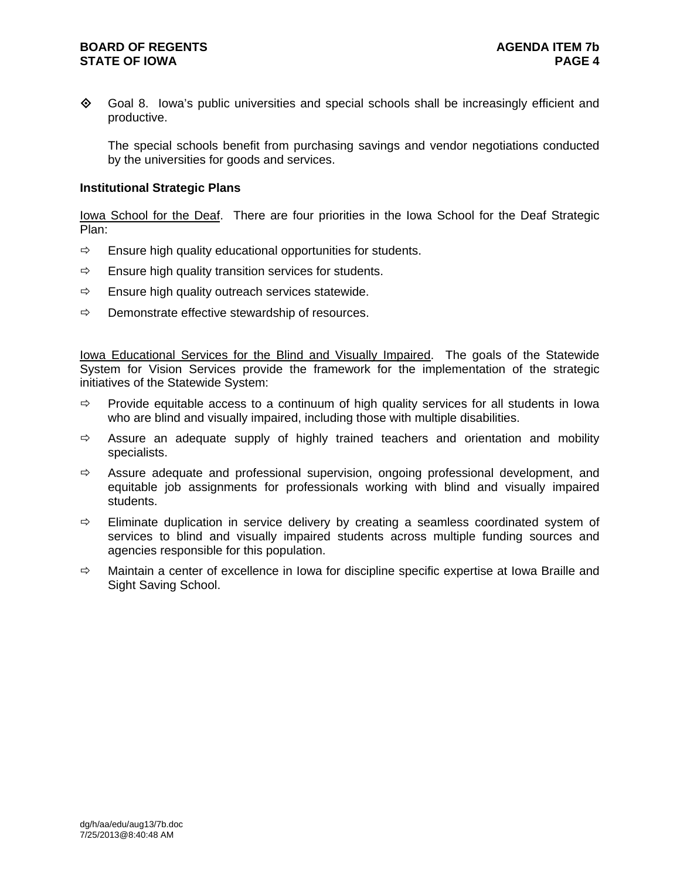- Goal 8. Iowa's public universities and special schools shall be increasingly efficient and productive.

  The special schools benefit from purchasing savings and vendor negotiations conducted by the universities for goods and services.

**Institutional Strategic Plans**

Iowa School for the Deaf. There are four priorities in the Iowa School for the Deaf Strategic Plan:

- Ensure high quality educational opportunities for students.
- Ensure high quality transition services for students.
- Ensure high quality outreach services statewide.
- Demonstrate effective stewardship of resources.

Iowa Educational Services for the Blind and Visually Impaired. The goals of the Statewide System for Vision Services provide the framework for the implementation of the strategic initiatives of the Statewide System:

- Provide equitable access to a continuum of high quality services for all students in Iowa who are blind and visually impaired, including those with multiple disabilities.
- Assure an adequate supply of highly trained teachers and orientation and mobility specialists.
- Assure adequate and professional supervision, ongoing professional development, and equitable job assignments for professionals working with blind and visually impaired students.
- Eliminate duplication in service delivery by creating a seamless coordinated system of services to blind and visually impaired students across multiple funding sources and agencies responsible for this population.
- Maintain a center of excellence in Iowa for discipline specific expertise at Iowa Braille and Sight Saving School.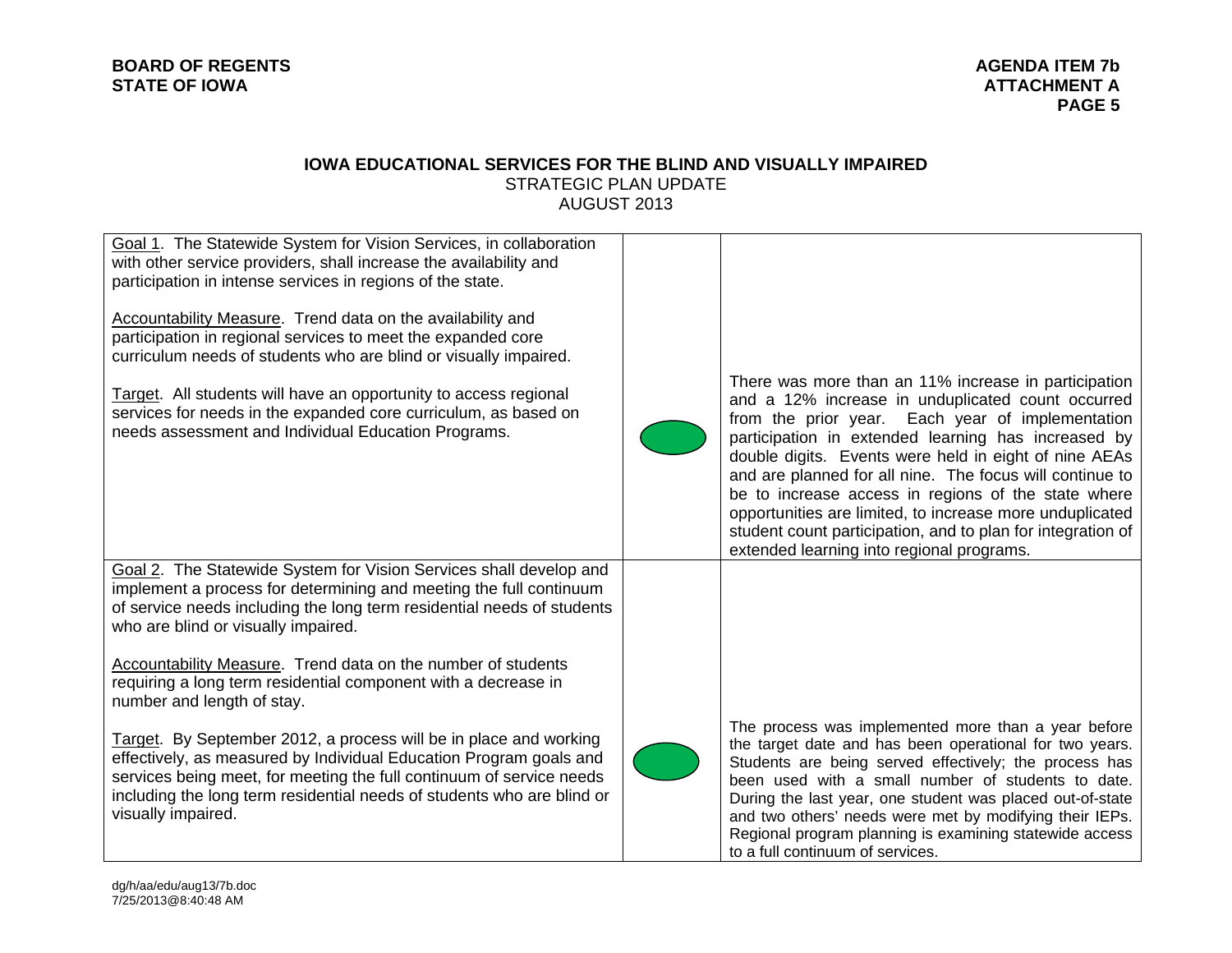**BOARD OF REGENTS**
**STATE OF IOWA**

**AGENDA ITEM 7b**
**ATTACHMENT A**

## IOWA EDUCATIONAL SERVICES FOR THE BLIND AND VISUALLY IMPAIRED

STRATEGIC PLAN UPDATE
AUGUST 2013

| Goal / Accountability Measure / Target | Status | Progress |
|---|---|---|
| Goal 1. The Statewide System for Vision Services, in collaboration with other service providers, shall increase the availability and participation in intense services in regions of the state.<br><br>Accountability Measure. Trend data on the availability and participation in regional services to meet the expanded core curriculum needs of students who are blind or visually impaired.<br><br>Target. All students will have an opportunity to access regional services for needs in the expanded core curriculum, as based on needs assessment and Individual Education Programs. | (green) | There was more than an 11% increase in participation and a 12% increase in unduplicated count occurred from the prior year. Each year of implementation participation in extended learning has increased by double digits. Events were held in eight of nine AEAs and are planned for all nine. The focus will continue to be to increase access in regions of the state where opportunities are limited, to increase more unduplicated student count participation, and to plan for integration of extended learning into regional programs. |
| Goal 2. The Statewide System for Vision Services shall develop and implement a process for determining and meeting the full continuum of service needs including the long term residential needs of students who are blind or visually impaired.<br><br>Accountability Measure. Trend data on the number of students requiring a long term residential component with a decrease in number and length of stay.<br><br>Target. By September 2012, a process will be in place and working effectively, as measured by Individual Education Program goals and services being met, for meeting the full continuum of service needs including the long term residential needs of students who are blind or visually impaired. | (green) | The process was implemented more than a year before the target date and has been operational for two years. Students are being served effectively; the process has been used with a small number of students to date. During the last year, one student was placed out-of-state and two others' needs were met by modifying their IEPs. Regional program planning is examining statewide access to a full continuum of services. |

dg/h/aa/edu/aug13/7b.doc
7/25/2013@8:40:48 AM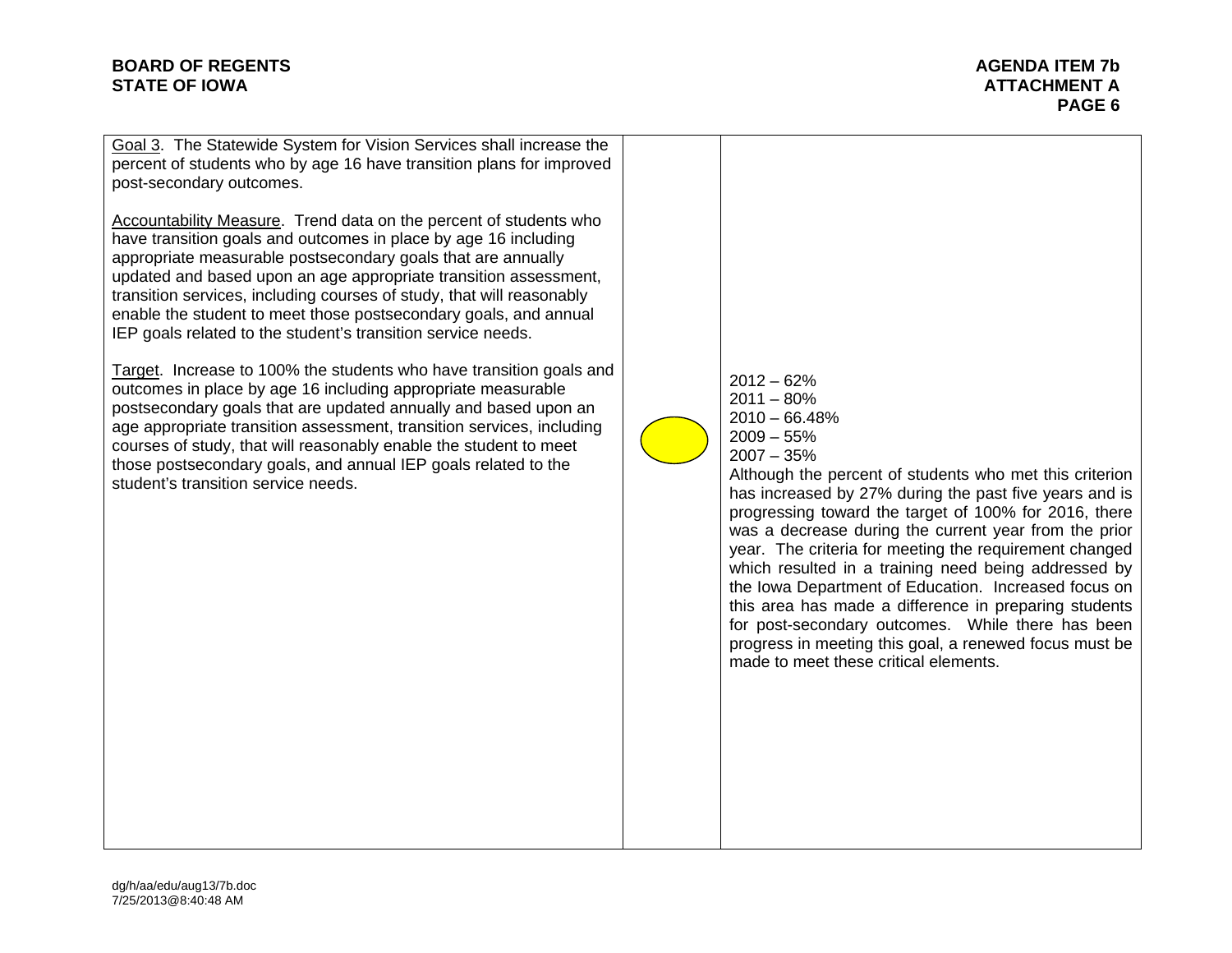| Goal / Measure / Target | Status | Results |
|---|---|---|
| Goal 3. The Statewide System for Vision Services shall increase the percent of students who by age 16 have transition plans for improved post-secondary outcomes.<br><br>Accountability Measure. Trend data on the percent of students who have transition goals and outcomes in place by age 16 including appropriate measurable postsecondary goals that are annually updated and based upon an age appropriate transition assessment, transition services, including courses of study, that will reasonably enable the student to meet those postsecondary goals, and annual IEP goals related to the student's transition service needs.<br><br>Target. Increase to 100% the students who have transition goals and outcomes in place by age 16 including appropriate measurable postsecondary goals that are updated annually and based upon an age appropriate transition assessment, transition services, including courses of study, that will reasonably enable the student to meet those postsecondary goals, and annual IEP goals related to the student's transition service needs. | (yellow) | 2012 – 62%<br>2011 – 80%<br>2010 – 66.48%<br>2009 – 55%<br>2007 – 35%<br>Although the percent of students who met this criterion has increased by 27% during the past five years and is progressing toward the target of 100% for 2016, there was a decrease during the current year from the prior year. The criteria for meeting the requirement changed which resulted in a training need being addressed by the Iowa Department of Education. Increased focus on this area has made a difference in preparing students for post-secondary outcomes. While there has been progress in meeting this goal, a renewed focus must be made to meet these critical elements. |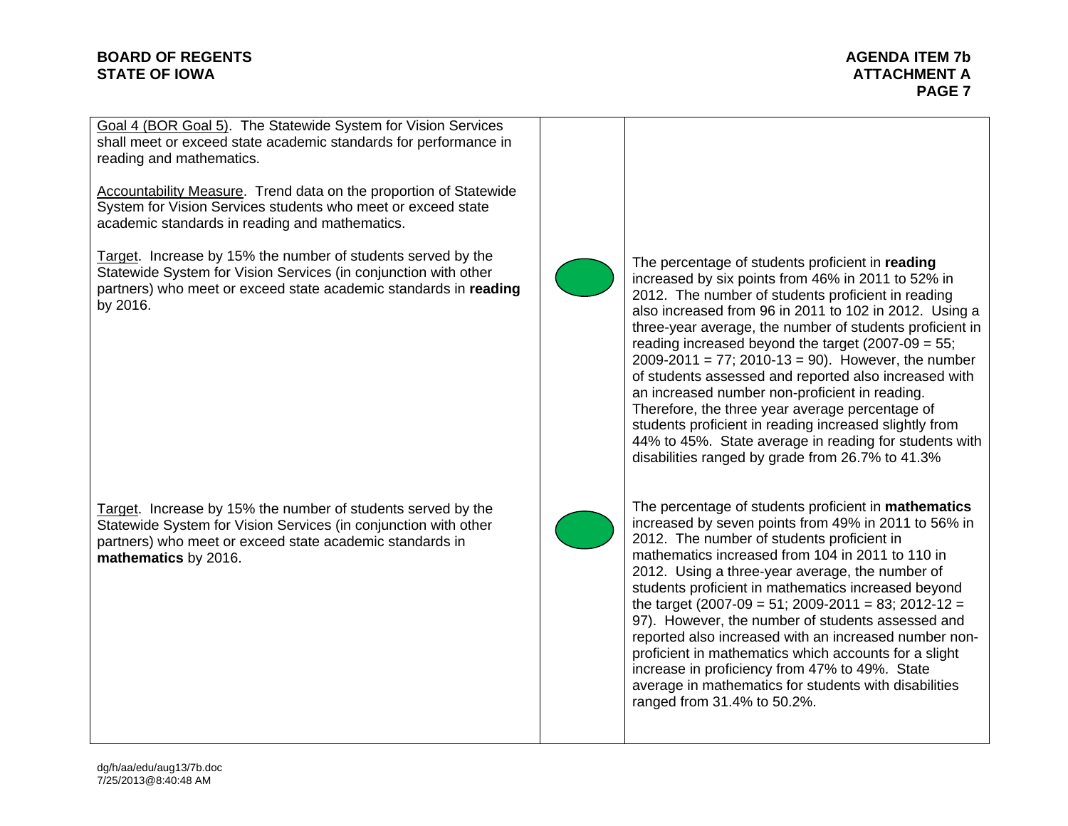| | | |
|---|---|---|
| Goal 4 (BOR Goal 5). The Statewide System for Vision Services shall meet or exceed state academic standards for performance in reading and mathematics.<br><br>Accountability Measure. Trend data on the proportion of Statewide System for Vision Services students who meet or exceed state academic standards in reading and mathematics. | | |
| Target. Increase by 15% the number of students served by the Statewide System for Vision Services (in conjunction with other partners) who meet or exceed state academic standards in **reading** by 2016. | Green | The percentage of students proficient in **reading** increased by six points from 46% in 2011 to 52% in 2012. The number of students proficient in reading also increased from 96 in 2011 to 102 in 2012. Using a three-year average, the number of students proficient in reading increased beyond the target (2007-09 = 55; 2009-2011 = 77; 2010-13 = 90). However, the number of students assessed and reported also increased with an increased number non-proficient in reading. Therefore, the three year average percentage of students proficient in reading increased slightly from 44% to 45%. State average in reading for students with disabilities ranged by grade from 26.7% to 41.3% |
| Target. Increase by 15% the number of students served by the Statewide System for Vision Services (in conjunction with other partners) who meet or exceed state academic standards in **mathematics** by 2016. | Green | The percentage of students proficient in **mathematics** increased by seven points from 49% in 2011 to 56% in 2012. The number of students proficient in mathematics increased from 104 in 2011 to 110 in 2012. Using a three-year average, the number of students proficient in mathematics increased beyond the target (2007-09 = 51; 2009-2011 = 83; 2012-12 = 97). However, the number of students assessed and reported also increased with an increased number non-proficient in mathematics which accounts for a slight increase in proficiency from 47% to 49%. State average in mathematics for students with disabilities ranged from 31.4% to 50.2%. |

dg/h/aa/edu/aug13/7b.doc
7/25/2013@8:40:48 AM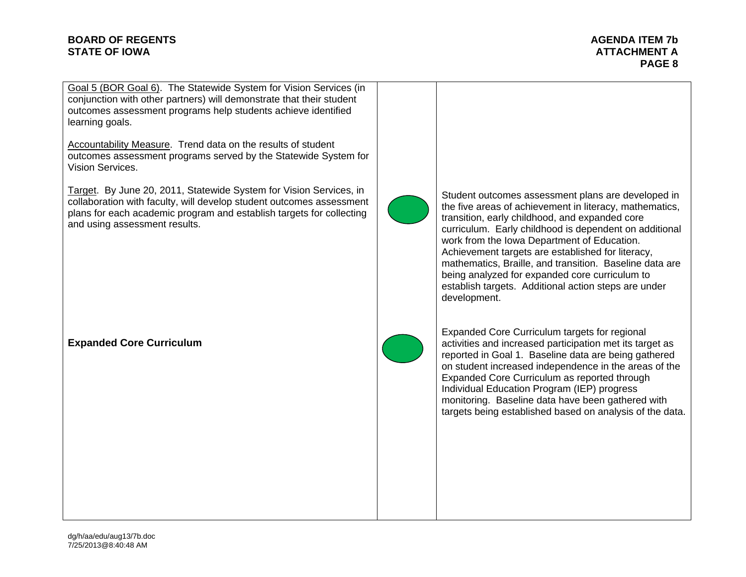| | | |
|---|---|---|
| Goal 5 (BOR Goal 6). The Statewide System for Vision Services (in conjunction with other partners) will demonstrate that their student outcomes assessment programs help students achieve identified learning goals.<br><br>Accountability Measure. Trend data on the results of student outcomes assessment programs served by the Statewide System for Vision Services.<br><br>Target. By June 20, 2011, Statewide System for Vision Services, in collaboration with faculty, will develop student outcomes assessment plans for each academic program and establish targets for collecting and using assessment results. | Green | Student outcomes assessment plans are developed in the five areas of achievement in literacy, mathematics, transition, early childhood, and expanded core curriculum. Early childhood is dependent on additional work from the Iowa Department of Education. Achievement targets are established for literacy, mathematics, Braille, and transition. Baseline data are being analyzed for expanded core curriculum to establish targets. Additional action steps are under development. |
| **Expanded Core Curriculum** | Green | Expanded Core Curriculum targets for regional activities and increased participation met its target as reported in Goal 1. Baseline data are being gathered on student increased independence in the areas of the Expanded Core Curriculum as reported through Individual Education Program (IEP) progress monitoring. Baseline data have been gathered with targets being established based on analysis of the data. |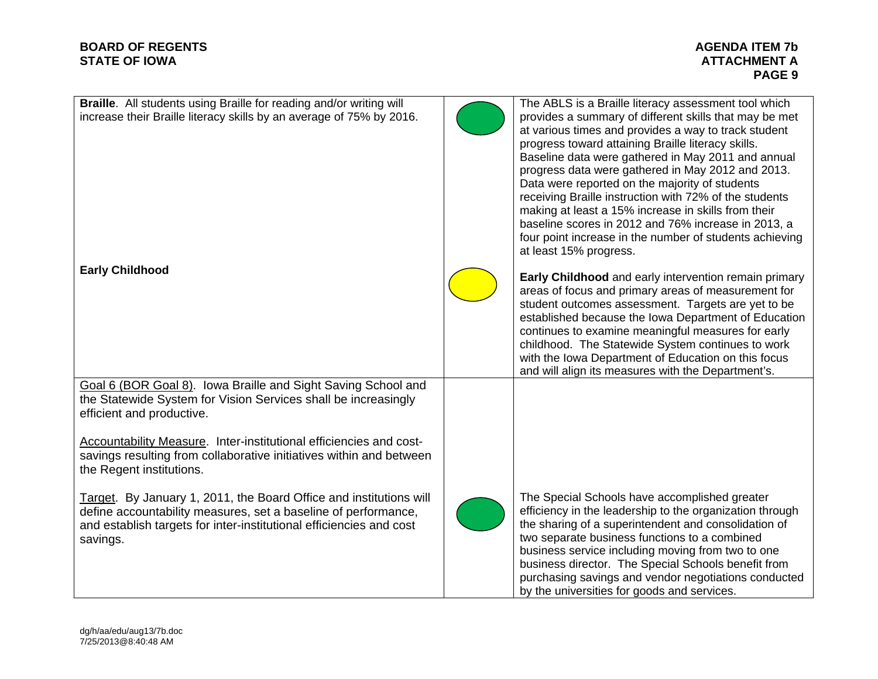| | | |
|---|---|---|
| **Braille**. All students using Braille for reading and/or writing will increase their Braille literacy skills by an average of 75% by 2016. | Green | The ABLS is a Braille literacy assessment tool which provides a summary of different skills that may be met at various times and provides a way to track student progress toward attaining Braille literacy skills. Baseline data were gathered in May 2011 and annual progress data were gathered in May 2012 and 2013. Data were reported on the majority of students receiving Braille instruction with 72% of the students making at least a 15% increase in skills from their baseline scores in 2012 and 76% increase in 2013, a four point increase in the number of students achieving at least 15% progress. |
| **Early Childhood** | Yellow | **Early Childhood** and early intervention remain primary areas of focus and primary areas of measurement for student outcomes assessment. Targets are yet to be established because the Iowa Department of Education continues to examine meaningful measures for early childhood. The Statewide System continues to work with the Iowa Department of Education on this focus and will align its measures with the Department's. |
| Goal 6 (BOR Goal 8). Iowa Braille and Sight Saving School and the Statewide System for Vision Services shall be increasingly efficient and productive.<br><br>Accountability Measure. Inter-institutional efficiencies and cost-savings resulting from collaborative initiatives within and between the Regent institutions.<br><br>Target. By January 1, 2011, the Board Office and institutions will define accountability measures, set a baseline of performance, and establish targets for inter-institutional efficiencies and cost savings. | Green | The Special Schools have accomplished greater efficiency in the leadership to the organization through the sharing of a superintendent and consolidation of two separate business functions to a combined business service including moving from two to one business director. The Special Schools benefit from purchasing savings and vendor negotiations conducted by the universities for goods and services. |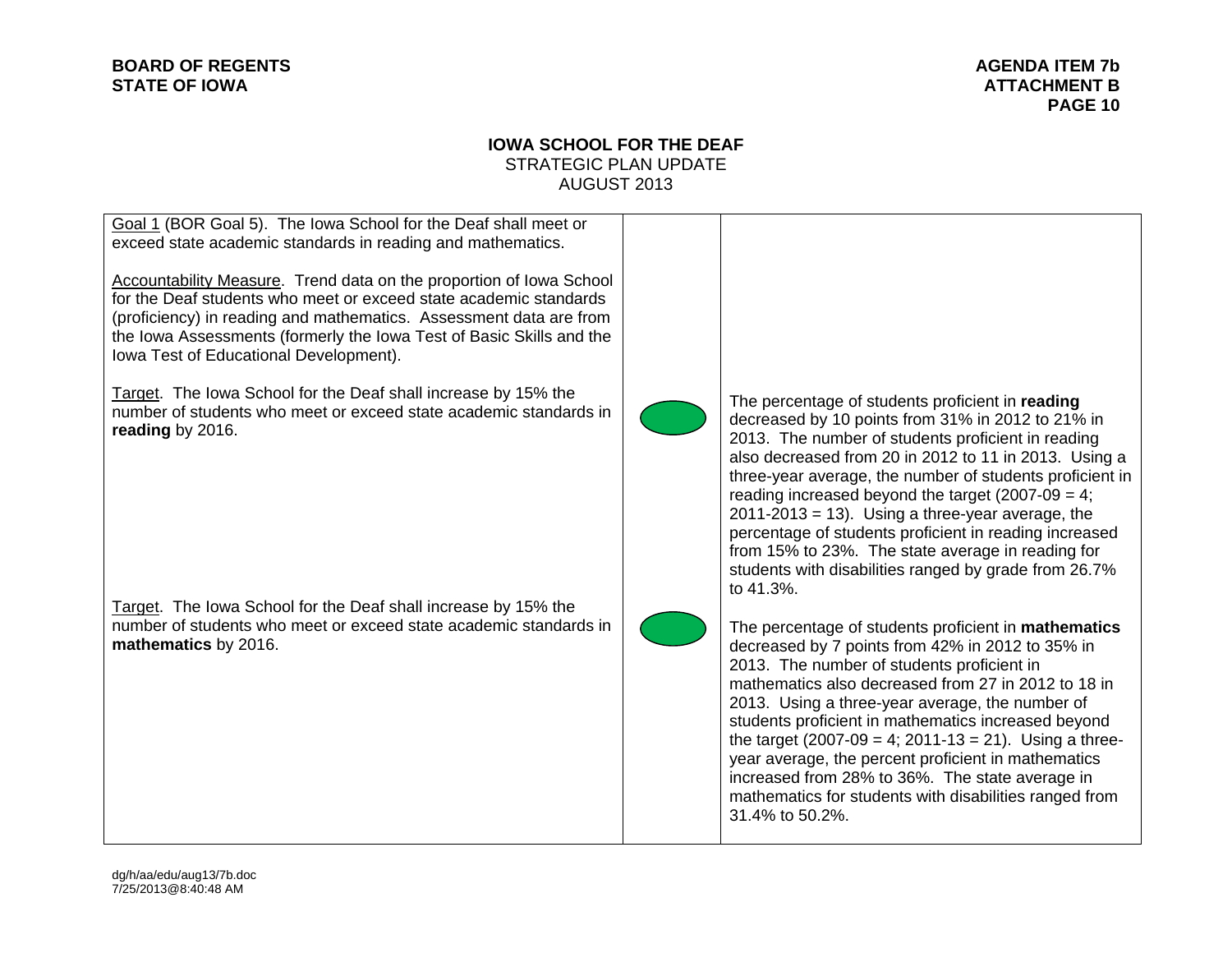**BOARD OF REGENTS**
**STATE OF IOWA**

**AGENDA ITEM 7b**
**ATTACHMENT B**

## IOWA SCHOOL FOR THE DEAF

STRATEGIC PLAN UPDATE
AUGUST 2013

| | | |
|---|---|---|
| Goal 1 (BOR Goal 5). The Iowa School for the Deaf shall meet or exceed state academic standards in reading and mathematics.<br><br>Accountability Measure. Trend data on the proportion of Iowa School for the Deaf students who meet or exceed state academic standards (proficiency) in reading and mathematics. Assessment data are from the Iowa Assessments (formerly the Iowa Test of Basic Skills and the Iowa Test of Educational Development). | | |
| Target. The Iowa School for the Deaf shall increase by 15% the number of students who meet or exceed state academic standards in **reading** by 2016. | (green) | The percentage of students proficient in **reading** decreased by 10 points from 31% in 2012 to 21% in 2013. The number of students proficient in reading also decreased from 20 in 2012 to 11 in 2013. Using a three-year average, the number of students proficient in reading increased beyond the target (2007-09 = 4; 2011-2013 = 13). Using a three-year average, the percentage of students proficient in reading increased from 15% to 23%. The state average in reading for students with disabilities ranged by grade from 26.7% to 41.3%. |
| Target. The Iowa School for the Deaf shall increase by 15% the number of students who meet or exceed state academic standards in **mathematics** by 2016. | (green) | The percentage of students proficient in **mathematics** decreased by 7 points from 42% in 2012 to 35% in 2013. The number of students proficient in mathematics also decreased from 27 in 2012 to 18 in 2013. Using a three-year average, the number of students proficient in mathematics increased beyond the target (2007-09 = 4; 2011-13 = 21). Using a three-year average, the percent proficient in mathematics increased from 28% to 36%. The state average in mathematics for students with disabilities ranged from 31.4% to 50.2%. |

dg/h/aa/edu/aug13/7b.doc
7/25/2013@8:40:48 AM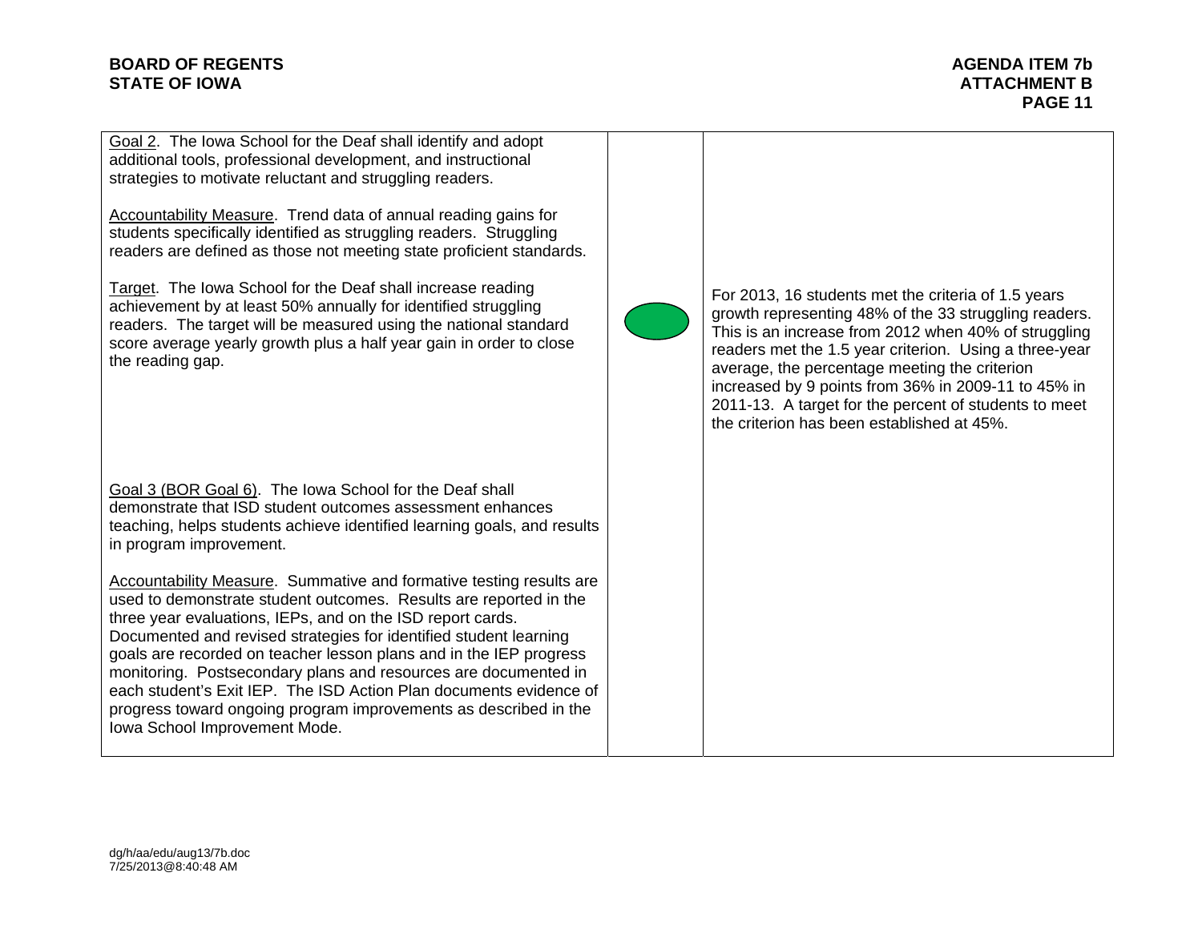| | | |
|---|---|---|
| Goal 2. The Iowa School for the Deaf shall identify and adopt additional tools, professional development, and instructional strategies to motivate reluctant and struggling readers.<br><br>Accountability Measure. Trend data of annual reading gains for students specifically identified as struggling readers. Struggling readers are defined as those not meeting state proficient standards.<br><br>Target. The Iowa School for the Deaf shall increase reading achievement by at least 50% annually for identified struggling readers. The target will be measured using the national standard score average yearly growth plus a half year gain in order to close the reading gap. | | For 2013, 16 students met the criteria of 1.5 years growth representing 48% of the 33 struggling readers. This is an increase from 2012 when 40% of struggling readers met the 1.5 year criterion. Using a three-year average, the percentage meeting the criterion increased by 9 points from 36% in 2009-11 to 45% in 2011-13. A target for the percent of students to meet the criterion has been established at 45%. |
| Goal 3 (BOR Goal 6). The Iowa School for the Deaf shall demonstrate that ISD student outcomes assessment enhances teaching, helps students achieve identified learning goals, and results in program improvement.<br><br>Accountability Measure. Summative and formative testing results are used to demonstrate student outcomes. Results are reported in the three year evaluations, IEPs, and on the ISD report cards. Documented and revised strategies for identified student learning goals are recorded on teacher lesson plans and in the IEP progress monitoring. Postsecondary plans and resources are documented in each student's Exit IEP. The ISD Action Plan documents evidence of progress toward ongoing program improvements as described in the Iowa School Improvement Mode. | | |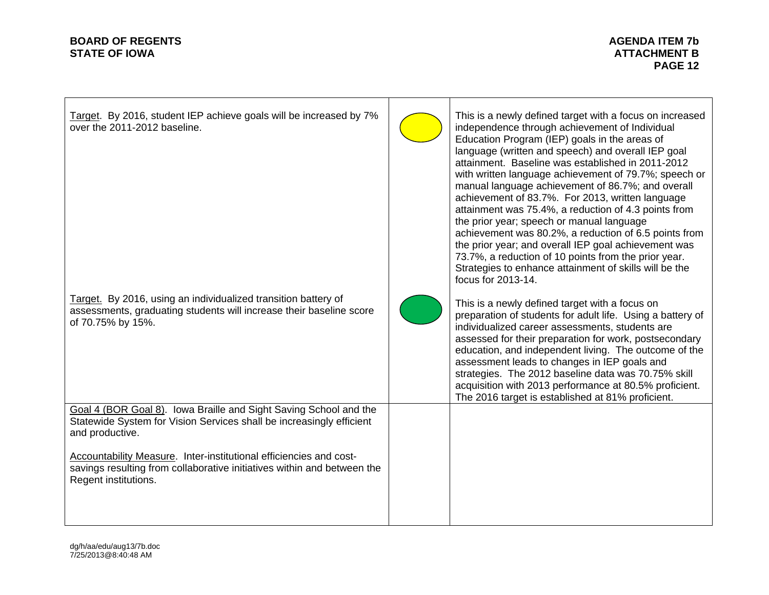| | | |
|---|---|---|
| Target. By 2016, student IEP achieve goals will be increased by 7% over the 2011-2012 baseline. | Yellow | This is a newly defined target with a focus on increased independence through achievement of Individual Education Program (IEP) goals in the areas of language (written and speech) and overall IEP goal attainment. Baseline was established in 2011-2012 with written language achievement of 79.7%; speech or manual language achievement of 86.7%; and overall achievement of 83.7%. For 2013, written language attainment was 75.4%, a reduction of 4.3 points from the prior year; speech or manual language achievement was 80.2%, a reduction of 6.5 points from the prior year; and overall IEP goal achievement was 73.7%, a reduction of 10 points from the prior year. Strategies to enhance attainment of skills will be the focus for 2013-14. |
| Target. By 2016, using an individualized transition battery of assessments, graduating students will increase their baseline score of 70.75% by 15%. | Green | This is a newly defined target with a focus on preparation of students for adult life. Using a battery of individualized career assessments, students are assessed for their preparation for work, postsecondary education, and independent living. The outcome of the assessment leads to changes in IEP goals and strategies. The 2012 baseline data was 70.75% skill acquisition with 2013 performance at 80.5% proficient. The 2016 target is established at 81% proficient. |
| Goal 4 (BOR Goal 8). Iowa Braille and Sight Saving School and the Statewide System for Vision Services shall be increasingly efficient and productive.<br><br>Accountability Measure. Inter-institutional efficiencies and cost-savings resulting from collaborative initiatives within and between the Regent institutions. | | |

dg/h/aa/edu/aug13/7b.doc
7/25/2013@8:40:48 AM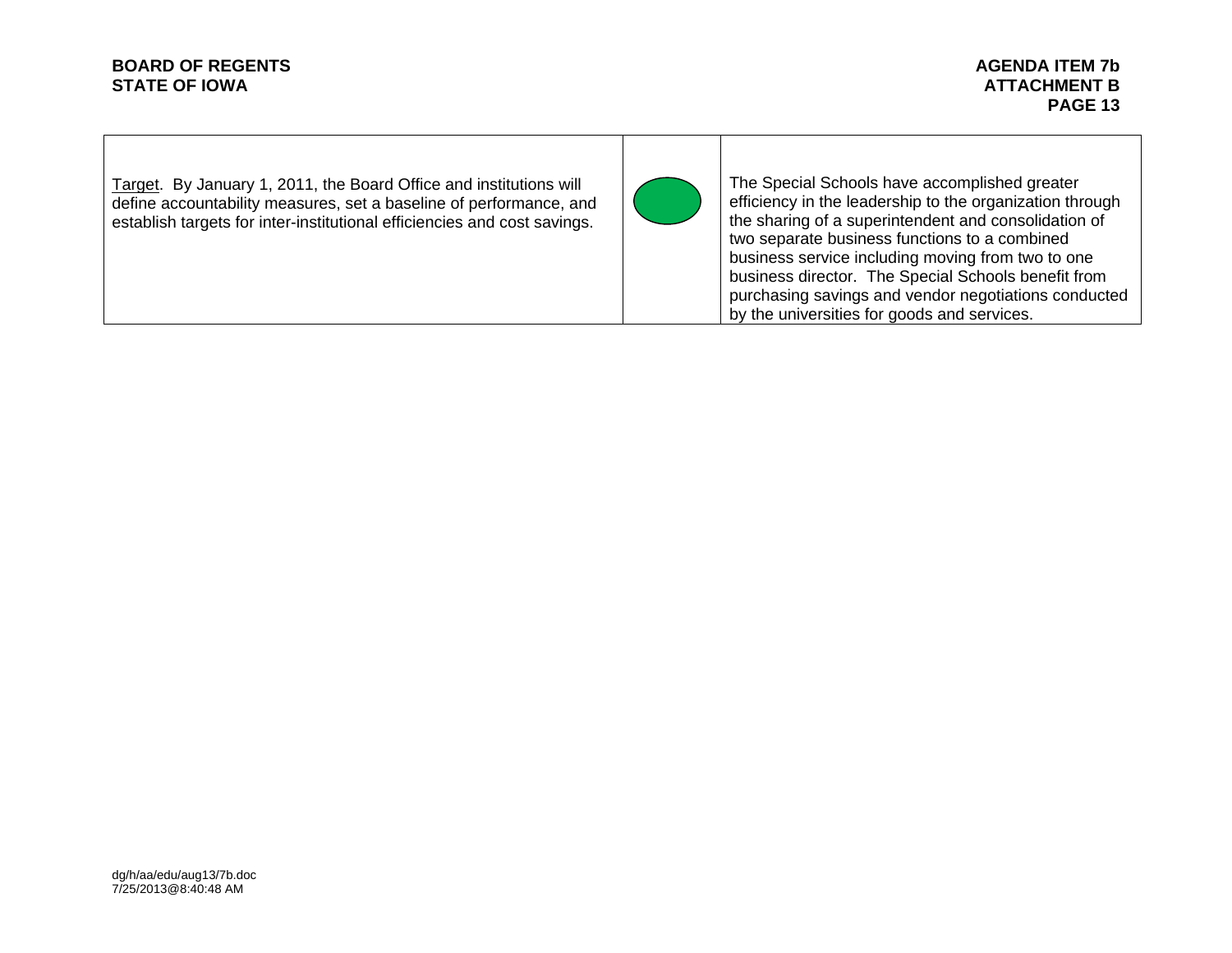| | | |
|---|---|---|
| Target. By January 1, 2011, the Board Office and institutions will define accountability measures, set a baseline of performance, and establish targets for inter-institutional efficiencies and cost savings. | | The Special Schools have accomplished greater efficiency in the leadership to the organization through the sharing of a superintendent and consolidation of two separate business functions to a combined business service including moving from two to one business director. The Special Schools benefit from purchasing savings and vendor negotiations conducted by the universities for goods and services. |

dg/h/aa/edu/aug13/7b.doc
7/25/2013@8:40:48 AM